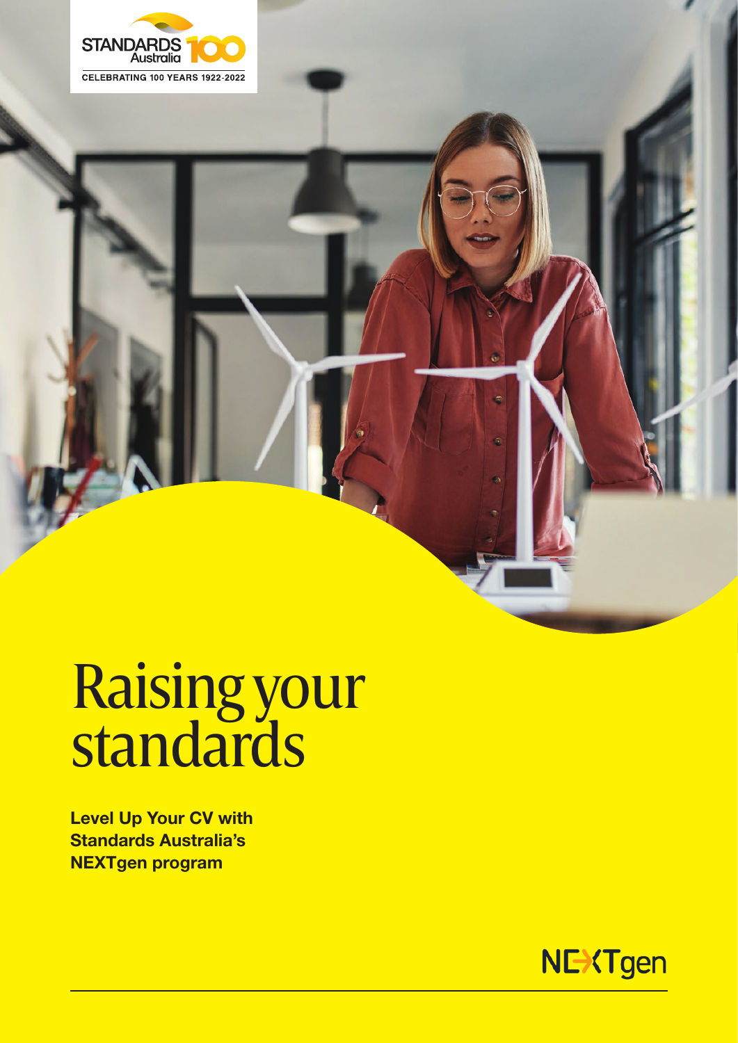STANDARDS Australia 100
CELEBRATING 100 YEARS 1922-2022

# Raising your standards

**Level Up Your CV with Standards Australia's NEXTgen program**

NEXTgen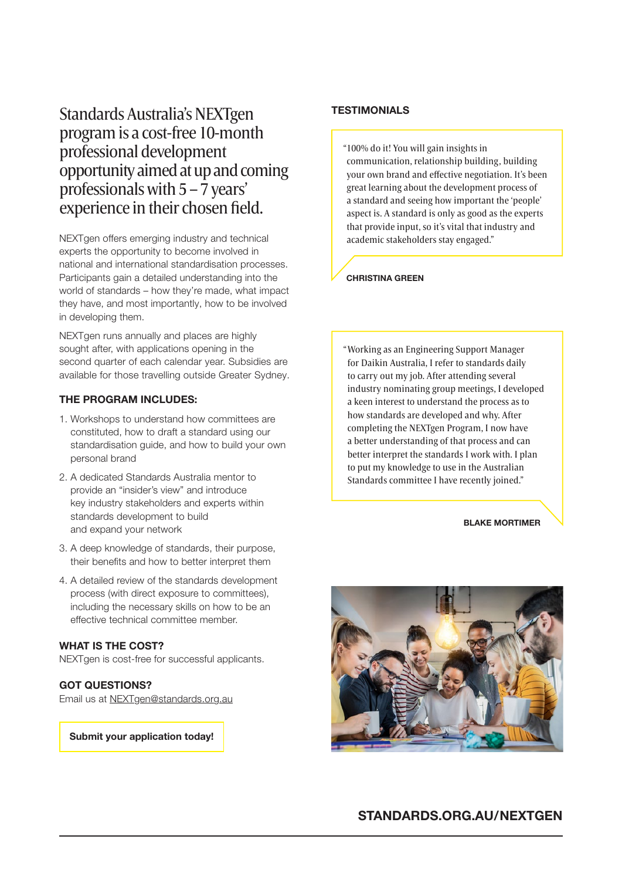# Standards Australia's NEXTgen program is a cost-free 10-month professional development opportunity aimed at up and coming professionals with 5 – 7 years' experience in their chosen field.

NEXTgen offers emerging industry and technical experts the opportunity to become involved in national and international standardisation processes. Participants gain a detailed understanding into the world of standards – how they're made, what impact they have, and most importantly, how to be involved in developing them.

NEXTgen runs annually and places are highly sought after, with applications opening in the second quarter of each calendar year. Subsidies are available for those travelling outside Greater Sydney.

## THE PROGRAM INCLUDES:

1. Workshops to understand how committees are constituted, how to draft a standard using our standardisation guide, and how to build your own personal brand
2. A dedicated Standards Australia mentor to provide an "insider's view" and introduce key industry stakeholders and experts within standards development to build and expand your network
3. A deep knowledge of standards, their purpose, their benefits and how to better interpret them
4. A detailed review of the standards development process (with direct exposure to committees), including the necessary skills on how to be an effective technical committee member.

## WHAT IS THE COST?

NEXTgen is cost-free for successful applicants.

## GOT QUESTIONS?

Email us at NEXTgen@standards.org.au

**Submit your application today!**

## TESTIMONIALS

"100% do it! You will gain insights in communication, relationship building, building your own brand and effective negotiation. It's been great learning about the development process of a standard and seeing how important the 'people' aspect is. A standard is only as good as the experts that provide input, so it's vital that industry and academic stakeholders stay engaged."

**CHRISTINA GREEN**

"Working as an Engineering Support Manager for Daikin Australia, I refer to standards daily to carry out my job. After attending several industry nominating group meetings, I developed a keen interest to understand the process as to how standards are developed and why. After completing the NEXTgen Program, I now have a better understanding of that process and can better interpret the standards I work with. I plan to put my knowledge to use in the Australian Standards committee I have recently joined."

**BLAKE MORTIMER**

**STANDARDS.ORG.AU/NEXTGEN**